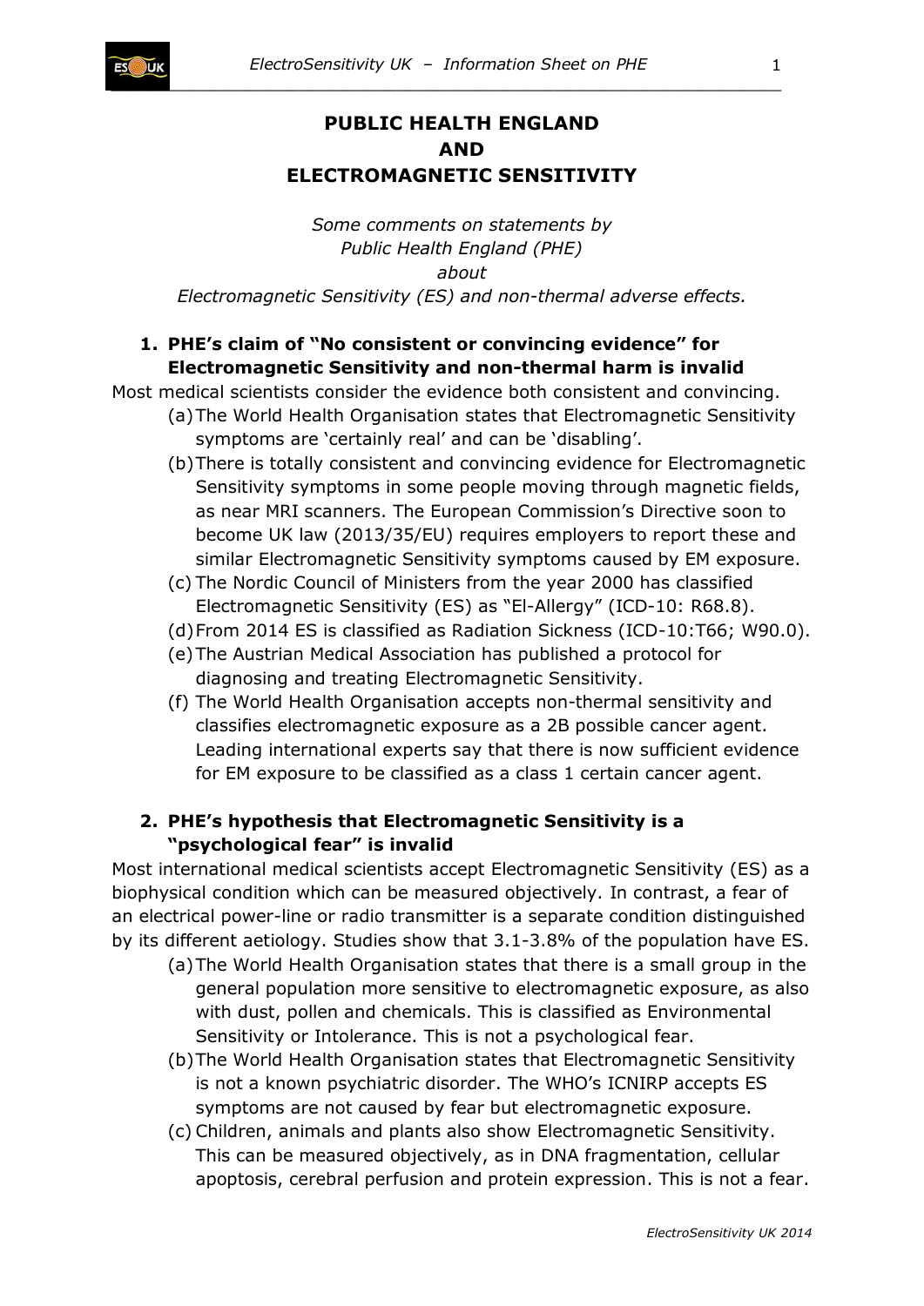# PUBLIC HEALTH ENGLAND AND ELECTROMAGNETIC SENSITIVITY

*Some comments on statements by Public Health England (PHE) about Electromagnetic Sensitivity (ES) and non-thermal adverse effects.*

## 1. PHE's claim of "No consistent or convincing evidence" for Electromagnetic Sensitivity and non-thermal harm is invalid

Most medical scientists consider the evidence both consistent and convincing.

(a) The World Health Organisation states that Electromagnetic Sensitivity symptoms are 'certainly real' and can be 'disabling'.

(b) There is totally consistent and convincing evidence for Electromagnetic Sensitivity symptoms in some people moving through magnetic fields, as near MRI scanners. The European Commission's Directive soon to become UK law (2013/35/EU) requires employers to report these and similar Electromagnetic Sensitivity symptoms caused by EM exposure.

(c) The Nordic Council of Ministers from the year 2000 has classified Electromagnetic Sensitivity (ES) as "El-Allergy" (ICD-10: R68.8).

(d) From 2014 ES is classified as Radiation Sickness (ICD-10:T66; W90.0).

(e) The Austrian Medical Association has published a protocol for diagnosing and treating Electromagnetic Sensitivity.

(f) The World Health Organisation accepts non-thermal sensitivity and classifies electromagnetic exposure as a 2B possible cancer agent. Leading international experts say that there is now sufficient evidence for EM exposure to be classified as a class 1 certain cancer agent.

## 2. PHE's hypothesis that Electromagnetic Sensitivity is a "psychological fear" is invalid

Most international medical scientists accept Electromagnetic Sensitivity (ES) as a biophysical condition which can be measured objectively. In contrast, a fear of an electrical power-line or radio transmitter is a separate condition distinguished by its different aetiology. Studies show that 3.1-3.8% of the population have ES.

(a) The World Health Organisation states that there is a small group in the general population more sensitive to electromagnetic exposure, as also with dust, pollen and chemicals. This is classified as Environmental Sensitivity or Intolerance. This is not a psychological fear.

(b) The World Health Organisation states that Electromagnetic Sensitivity is not a known psychiatric disorder. The WHO's ICNIRP accepts ES symptoms are not caused by fear but electromagnetic exposure.

(c) Children, animals and plants also show Electromagnetic Sensitivity. This can be measured objectively, as in DNA fragmentation, cellular apoptosis, cerebral perfusion and protein expression. This is not a fear.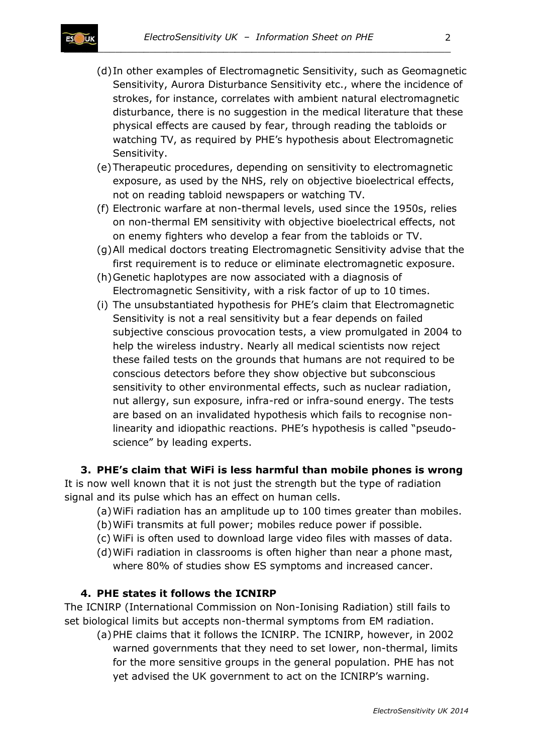(d) In other examples of Electromagnetic Sensitivity, such as Geomagnetic Sensitivity, Aurora Disturbance Sensitivity etc., where the incidence of strokes, for instance, correlates with ambient natural electromagnetic disturbance, there is no suggestion in the medical literature that these physical effects are caused by fear, through reading the tabloids or watching TV, as required by PHE's hypothesis about Electromagnetic Sensitivity.

(e) Therapeutic procedures, depending on sensitivity to electromagnetic exposure, as used by the NHS, rely on objective bioelectrical effects, not on reading tabloid newspapers or watching TV.

(f) Electronic warfare at non-thermal levels, used since the 1950s, relies on non-thermal EM sensitivity with objective bioelectrical effects, not on enemy fighters who develop a fear from the tabloids or TV.

(g) All medical doctors treating Electromagnetic Sensitivity advise that the first requirement is to reduce or eliminate electromagnetic exposure.

(h) Genetic haplotypes are now associated with a diagnosis of Electromagnetic Sensitivity, with a risk factor of up to 10 times.

(i) The unsubstantiated hypothesis for PHE's claim that Electromagnetic Sensitivity is not a real sensitivity but a fear depends on failed subjective conscious provocation tests, a view promulgated in 2004 to help the wireless industry. Nearly all medical scientists now reject these failed tests on the grounds that humans are not required to be conscious detectors before they show objective but subconscious sensitivity to other environmental effects, such as nuclear radiation, nut allergy, sun exposure, infra-red or infra-sound energy. The tests are based on an invalidated hypothesis which fails to recognise non-linearity and idiopathic reactions. PHE's hypothesis is called "pseudo-science" by leading experts.

### 3. PHE's claim that WiFi is less harmful than mobile phones is wrong

It is now well known that it is not just the strength but the type of radiation signal and its pulse which has an effect on human cells.

(a) WiFi radiation has an amplitude up to 100 times greater than mobiles.

(b) WiFi transmits at full power; mobiles reduce power if possible.

(c) WiFi is often used to download large video files with masses of data.

(d) WiFi radiation in classrooms is often higher than near a phone mast, where 80% of studies show ES symptoms and increased cancer.

### 4. PHE states it follows the ICNIRP

The ICNIRP (International Commission on Non-Ionising Radiation) still fails to set biological limits but accepts non-thermal symptoms from EM radiation.

(a) PHE claims that it follows the ICNIRP. The ICNIRP, however, in 2002 warned governments that they need to set lower, non-thermal, limits for the more sensitive groups in the general population. PHE has not yet advised the UK government to act on the ICNIRP's warning.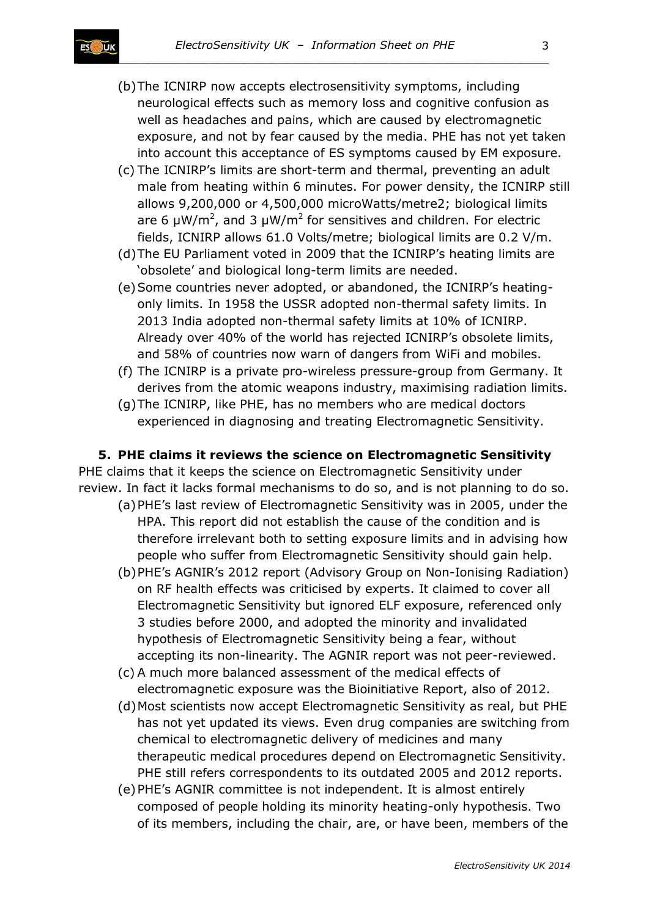(b) The ICNIRP now accepts electrosensitivity symptoms, including neurological effects such as memory loss and cognitive confusion as well as headaches and pains, which are caused by electromagnetic exposure, and not by fear caused by the media. PHE has not yet taken into account this acceptance of ES symptoms caused by EM exposure.

(c) The ICNIRP's limits are short-term and thermal, preventing an adult male from heating within 6 minutes. For power density, the ICNIRP still allows 9,200,000 or 4,500,000 microWatts/metre2; biological limits are 6 $\mu W/m^2$, and 3 $\mu W/m^2$ for sensitives and children. For electric fields, ICNIRP allows 61.0 Volts/metre; biological limits are 0.2 V/m.

(d) The EU Parliament voted in 2009 that the ICNIRP's heating limits are 'obsolete' and biological long-term limits are needed.

(e) Some countries never adopted, or abandoned, the ICNIRP's heating-only limits. In 1958 the USSR adopted non-thermal safety limits. In 2013 India adopted non-thermal safety limits at 10% of ICNIRP. Already over 40% of the world has rejected ICNIRP's obsolete limits, and 58% of countries now warn of dangers from WiFi and mobiles.

(f) The ICNIRP is a private pro-wireless pressure-group from Germany. It derives from the atomic weapons industry, maximising radiation limits.

(g) The ICNIRP, like PHE, has no members who are medical doctors experienced in diagnosing and treating Electromagnetic Sensitivity.

### 5. PHE claims it reviews the science on Electromagnetic Sensitivity

PHE claims that it keeps the science on Electromagnetic Sensitivity under review. In fact it lacks formal mechanisms to do so, and is not planning to do so.

(a) PHE's last review of Electromagnetic Sensitivity was in 2005, under the HPA. This report did not establish the cause of the condition and is therefore irrelevant both to setting exposure limits and in advising how people who suffer from Electromagnetic Sensitivity should gain help.

(b) PHE's AGNIR's 2012 report (Advisory Group on Non-Ionising Radiation) on RF health effects was criticised by experts. It claimed to cover all Electromagnetic Sensitivity but ignored ELF exposure, referenced only 3 studies before 2000, and adopted the minority and invalidated hypothesis of Electromagnetic Sensitivity being a fear, without accepting its non-linearity. The AGNIR report was not peer-reviewed.

(c) A much more balanced assessment of the medical effects of electromagnetic exposure was the Bioinitiative Report, also of 2012.

(d) Most scientists now accept Electromagnetic Sensitivity as real, but PHE has not yet updated its views. Even drug companies are switching from chemical to electromagnetic delivery of medicines and many therapeutic medical procedures depend on Electromagnetic Sensitivity. PHE still refers correspondents to its outdated 2005 and 2012 reports.

(e) PHE's AGNIR committee is not independent. It is almost entirely composed of people holding its minority heating-only hypothesis. Two of its members, including the chair, are, or have been, members of the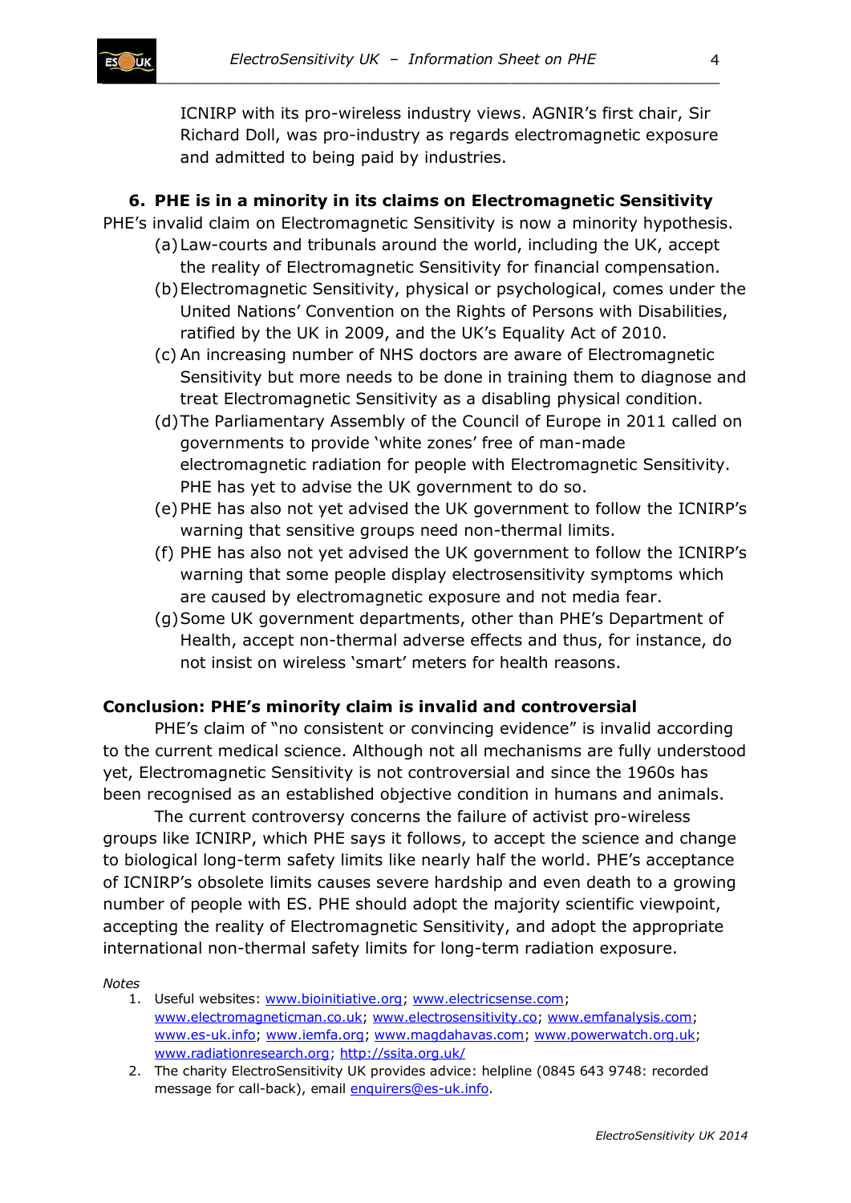ICNIRP with its pro-wireless industry views. AGNIR's first chair, Sir Richard Doll, was pro-industry as regards electromagnetic exposure and admitted to being paid by industries.

### 6. PHE is in a minority in its claims on Electromagnetic Sensitivity

PHE's invalid claim on Electromagnetic Sensitivity is now a minority hypothesis.

(a) Law-courts and tribunals around the world, including the UK, accept the reality of Electromagnetic Sensitivity for financial compensation.

(b) Electromagnetic Sensitivity, physical or psychological, comes under the United Nations' Convention on the Rights of Persons with Disabilities, ratified by the UK in 2009, and the UK's Equality Act of 2010.

(c) An increasing number of NHS doctors are aware of Electromagnetic Sensitivity but more needs to be done in training them to diagnose and treat Electromagnetic Sensitivity as a disabling physical condition.

(d) The Parliamentary Assembly of the Council of Europe in 2011 called on governments to provide 'white zones' free of man-made electromagnetic radiation for people with Electromagnetic Sensitivity. PHE has yet to advise the UK government to do so.

(e) PHE has also not yet advised the UK government to follow the ICNIRP's warning that sensitive groups need non-thermal limits.

(f) PHE has also not yet advised the UK government to follow the ICNIRP's warning that some people display electrosensitivity symptoms which are caused by electromagnetic exposure and not media fear.

(g) Some UK government departments, other than PHE's Department of Health, accept non-thermal adverse effects and thus, for instance, do not insist on wireless 'smart' meters for health reasons.

### Conclusion: PHE's minority claim is invalid and controversial

PHE's claim of "no consistent or convincing evidence" is invalid according to the current medical science. Although not all mechanisms are fully understood yet, Electromagnetic Sensitivity is not controversial and since the 1960s has been recognised as an established objective condition in humans and animals.

The current controversy concerns the failure of activist pro-wireless groups like ICNIRP, which PHE says it follows, to accept the science and change to biological long-term safety limits like nearly half the world. PHE's acceptance of ICNIRP's obsolete limits causes severe hardship and even death to a growing number of people with ES. PHE should adopt the majority scientific viewpoint, accepting the reality of Electromagnetic Sensitivity, and adopt the appropriate international non-thermal safety limits for long-term radiation exposure.

*Notes*

1. Useful websites: www.bioinitiative.org; www.electricsense.com; www.electromagneticman.co.uk; www.electrosensitivity.co; www.emfanalysis.com; www.es-uk.info; www.iemfa.org; www.magdahavas.com; www.powerwatch.org.uk; www.radiationresearch.org; http://ssita.org.uk/
2. The charity ElectroSensitivity UK provides advice: helpline (0845 643 9748: recorded message for call-back), email enquirers@es-uk.info.

*ElectroSensitivity UK 2014*